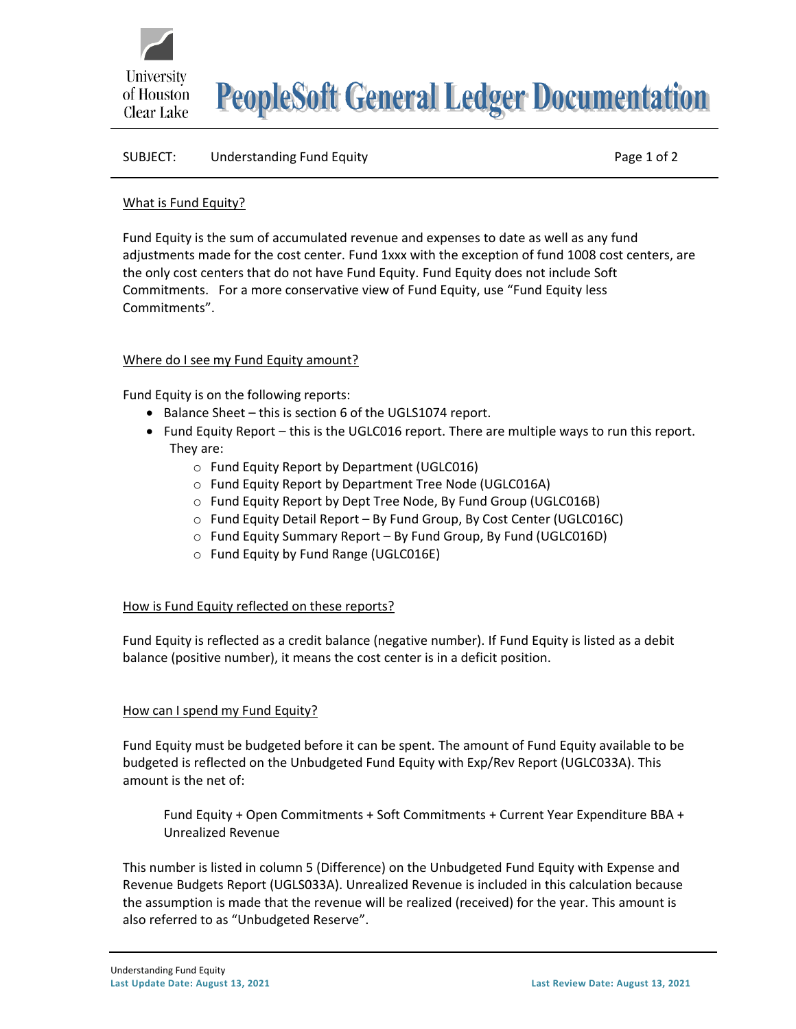# PeopleSoft General Ledger Documentation

SUBJECT: Understanding Fund Equity

## What is Fund Equity?

Fund Equity is the sum of accumulated revenue and expenses to date as well as any fund adjustments made for the cost center. Fund 1xxx with the exception of fund 1008 cost centers, are the only cost centers that do not have Fund Equity. Fund Equity does not include Soft Commitments. For a more conservative view of Fund Equity, use "Fund Equity less Commitments".

## Where do I see my Fund Equity amount?

Fund Equity is on the following reports:

- Balance Sheet – this is section 6 of the UGLS1074 report.
- Fund Equity Report – this is the UGLC016 report. There are multiple ways to run this report. They are:
  - Fund Equity Report by Department (UGLC016)
  - Fund Equity Report by Department Tree Node (UGLC016A)
  - Fund Equity Report by Dept Tree Node, By Fund Group (UGLC016B)
  - Fund Equity Detail Report – By Fund Group, By Cost Center (UGLC016C)
  - Fund Equity Summary Report – By Fund Group, By Fund (UGLC016D)
  - Fund Equity by Fund Range (UGLC016E)

## How is Fund Equity reflected on these reports?

Fund Equity is reflected as a credit balance (negative number). If Fund Equity is listed as a debit balance (positive number), it means the cost center is in a deficit position.

## How can I spend my Fund Equity?

Fund Equity must be budgeted before it can be spent. The amount of Fund Equity available to be budgeted is reflected on the Unbudgeted Fund Equity with Exp/Rev Report (UGLC033A). This amount is the net of:

> Fund Equity + Open Commitments + Soft Commitments + Current Year Expenditure BBA + Unrealized Revenue

This number is listed in column 5 (Difference) on the Unbudgeted Fund Equity with Expense and Revenue Budgets Report (UGLS033A). Unrealized Revenue is included in this calculation because the assumption is made that the revenue will be realized (received) for the year. This amount is also referred to as "Unbudgeted Reserve".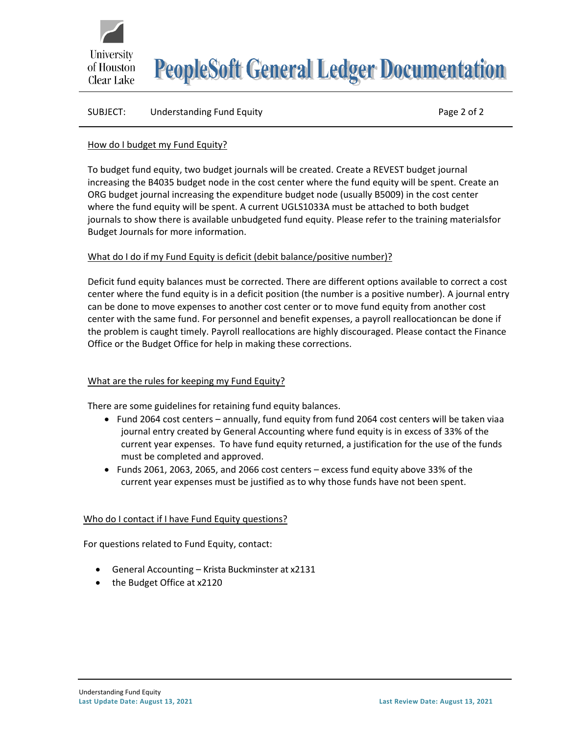## How do I budget my Fund Equity?

To budget fund equity, two budget journals will be created. Create a REVEST budget journal increasing the B4035 budget node in the cost center where the fund equity will be spent. Create an ORG budget journal increasing the expenditure budget node (usually B5009) in the cost center where the fund equity will be spent. A current UGLS1033A must be attached to both budget journals to show there is available unbudgeted fund equity. Please refer to the training materialsfor Budget Journals for more information.

## What do I do if my Fund Equity is deficit (debit balance/positive number)?

Deficit fund equity balances must be corrected. There are different options available to correct a cost center where the fund equity is in a deficit position (the number is a positive number). A journal entry can be done to move expenses to another cost center or to move fund equity from another cost center with the same fund. For personnel and benefit expenses, a payroll reallocationcan be done if the problem is caught timely. Payroll reallocations are highly discouraged. Please contact the Finance Office or the Budget Office for help in making these corrections.

## What are the rules for keeping my Fund Equity?

There are some guidelines for retaining fund equity balances.

- Fund 2064 cost centers – annually, fund equity from fund 2064 cost centers will be taken viaa journal entry created by General Accounting where fund equity is in excess of 33% of the current year expenses. To have fund equity returned, a justification for the use of the funds must be completed and approved.
- Funds 2061, 2063, 2065, and 2066 cost centers – excess fund equity above 33% of the current year expenses must be justified as to why those funds have not been spent.

## Who do I contact if I have Fund Equity questions?

For questions related to Fund Equity, contact:

- General Accounting – Krista Buckminster at x2131
- the Budget Office at x2120